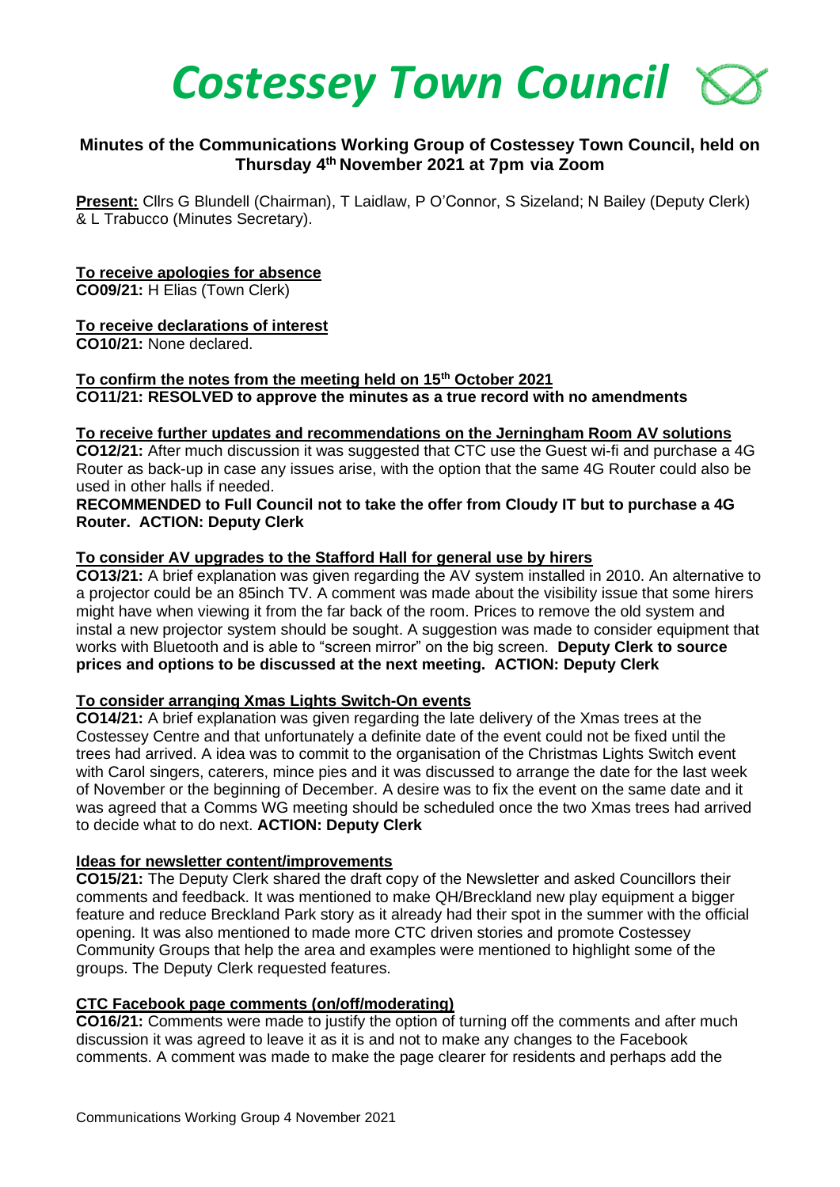// Costessey Town Council

## Minutes of the Communications Working Group of Costessey Town Council, held on Thursday 4th November 2021 at 7pm via Zoom

**Present:** Cllrs G Blundell (Chairman), T Laidlaw, P O'Connor, S Sizeland; N Bailey (Deputy Clerk) & L Trabucco (Minutes Secretary).

**To receive apologies for absence**
**CO09/21:** H Elias (Town Clerk)

**To receive declarations of interest**
**CO10/21:** None declared.

**To confirm the notes from the meeting held on 15th October 2021**
**CO11/21: RESOLVED to approve the minutes as a true record with no amendments**

**To receive further updates and recommendations on the Jerningham Room AV solutions**
**CO12/21:** After much discussion it was suggested that CTC use the Guest wi-fi and purchase a 4G Router as back-up in case any issues arise, with the option that the same 4G Router could also be used in other halls if needed.
**RECOMMENDED to Full Council not to take the offer from Cloudy IT but to purchase a 4G Router. ACTION: Deputy Clerk**

**To consider AV upgrades to the Stafford Hall for general use by hirers**
**CO13/21:** A brief explanation was given regarding the AV system installed in 2010. An alternative to a projector could be an 85inch TV. A comment was made about the visibility issue that some hirers might have when viewing it from the far back of the room. Prices to remove the old system and instal a new projector system should be sought. A suggestion was made to consider equipment that works with Bluetooth and is able to "screen mirror" on the big screen. **Deputy Clerk to source prices and options to be discussed at the next meeting. ACTION: Deputy Clerk**

**To consider arranging Xmas Lights Switch-On events**
**CO14/21:** A brief explanation was given regarding the late delivery of the Xmas trees at the Costessey Centre and that unfortunately a definite date of the event could not be fixed until the trees had arrived. A idea was to commit to the organisation of the Christmas Lights Switch event with Carol singers, caterers, mince pies and it was discussed to arrange the date for the last week of November or the beginning of December. A desire was to fix the event on the same date and it was agreed that a Comms WG meeting should be scheduled once the two Xmas trees had arrived to decide what to do next. **ACTION: Deputy Clerk**

**Ideas for newsletter content/improvements**
**CO15/21:** The Deputy Clerk shared the draft copy of the Newsletter and asked Councillors their comments and feedback. It was mentioned to make QH/Breckland new play equipment a bigger feature and reduce Breckland Park story as it already had their spot in the summer with the official opening. It was also mentioned to made more CTC driven stories and promote Costessey Community Groups that help the area and examples were mentioned to highlight some of the groups. The Deputy Clerk requested features.

**CTC Facebook page comments (on/off/moderating)**
**CO16/21:** Comments were made to justify the option of turning off the comments and after much discussion it was agreed to leave it as it is and not to make any changes to the Facebook comments. A comment was made to make the page clearer for residents and perhaps add the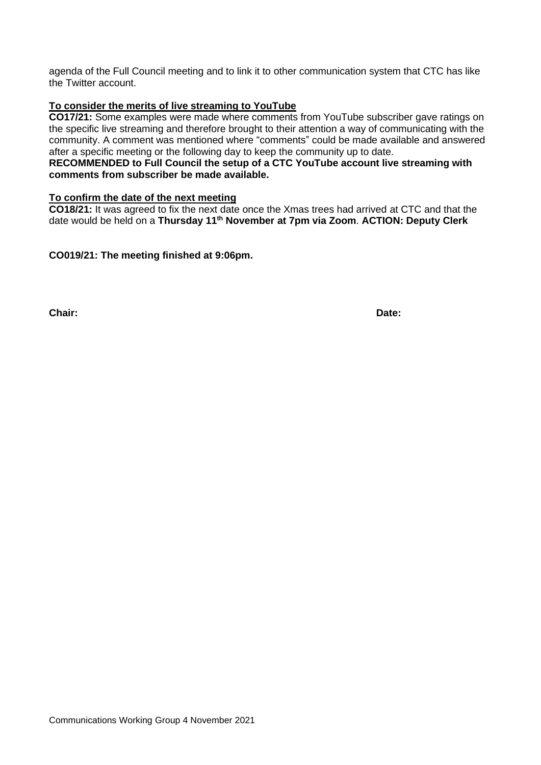agenda of the Full Council meeting and to link it to other communication system that CTC has like the Twitter account.

**To consider the merits of live streaming to YouTube**

**CO17/21:** Some examples were made where comments from YouTube subscriber gave ratings on the specific live streaming and therefore brought to their attention a way of communicating with the community. A comment was mentioned where "comments" could be made available and answered after a specific meeting or the following day to keep the community up to date.

**RECOMMENDED to Full Council the setup of a CTC YouTube account live streaming with comments from subscriber be made available.**

**To confirm the date of the next meeting**

**CO18/21:** It was agreed to fix the next date once the Xmas trees had arrived at CTC and that the date would be held on a **Thursday 11th November at 7pm via Zoom**. **ACTION: Deputy Clerk**

**CO019/21: The meeting finished at 9:06pm.**

**Chair:** **Date:**

Communications Working Group 4 November 2021